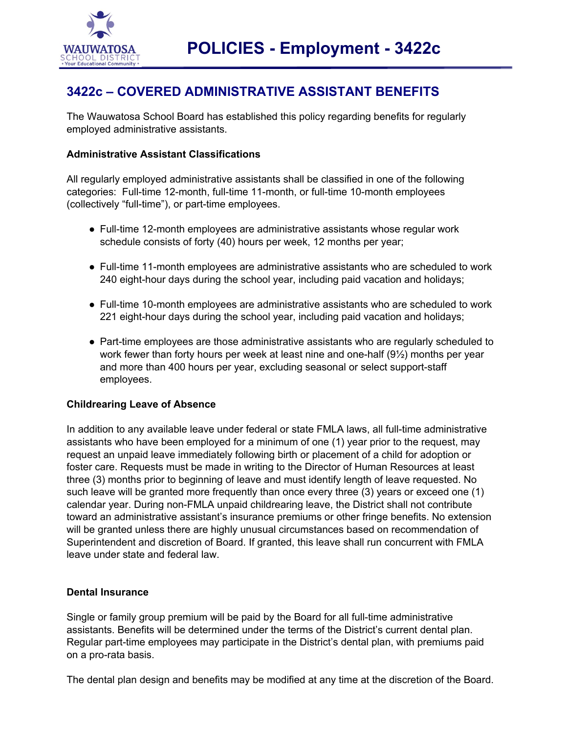# POLICIES - Employment - 3422c

## 3422c – COVERED ADMINISTRATIVE ASSISTANT BENEFITS

The Wauwatosa School Board has established this policy regarding benefits for regularly employed administrative assistants.

**Administrative Assistant Classifications**

All regularly employed administrative assistants shall be classified in one of the following categories: Full-time 12-month, full-time 11-month, or full-time 10-month employees (collectively "full-time"), or part-time employees.

- Full-time 12-month employees are administrative assistants whose regular work schedule consists of forty (40) hours per week, 12 months per year;
- Full-time 11-month employees are administrative assistants who are scheduled to work 240 eight-hour days during the school year, including paid vacation and holidays;
- Full-time 10-month employees are administrative assistants who are scheduled to work 221 eight-hour days during the school year, including paid vacation and holidays;
- Part-time employees are those administrative assistants who are regularly scheduled to work fewer than forty hours per week at least nine and one-half (9½) months per year and more than 400 hours per year, excluding seasonal or select support-staff employees.

**Childrearing Leave of Absence**

In addition to any available leave under federal or state FMLA laws, all full-time administrative assistants who have been employed for a minimum of one (1) year prior to the request, may request an unpaid leave immediately following birth or placement of a child for adoption or foster care. Requests must be made in writing to the Director of Human Resources at least three (3) months prior to beginning of leave and must identify length of leave requested. No such leave will be granted more frequently than once every three (3) years or exceed one (1) calendar year. During non-FMLA unpaid childrearing leave, the District shall not contribute toward an administrative assistant's insurance premiums or other fringe benefits. No extension will be granted unless there are highly unusual circumstances based on recommendation of Superintendent and discretion of Board. If granted, this leave shall run concurrent with FMLA leave under state and federal law.

**Dental Insurance**

Single or family group premium will be paid by the Board for all full-time administrative assistants. Benefits will be determined under the terms of the District's current dental plan. Regular part-time employees may participate in the District's dental plan, with premiums paid on a pro-rata basis.

The dental plan design and benefits may be modified at any time at the discretion of the Board.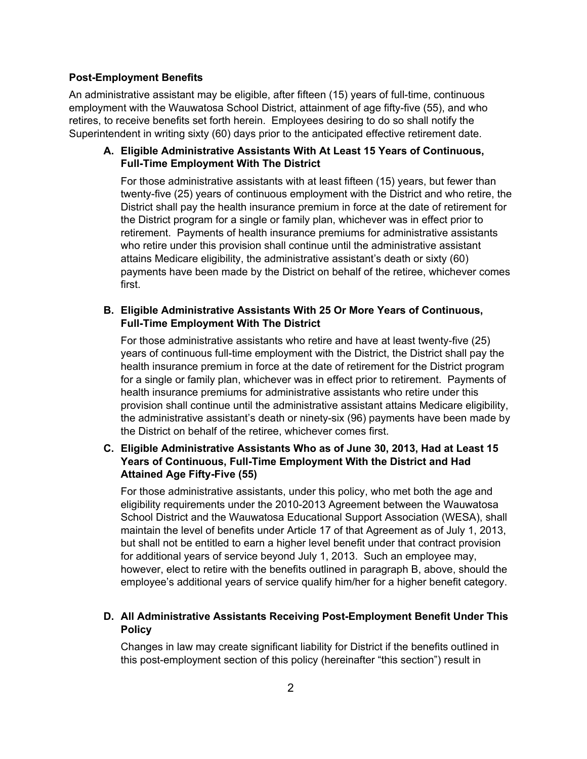**Post-Employment Benefits**

An administrative assistant may be eligible, after fifteen (15) years of full-time, continuous employment with the Wauwatosa School District, attainment of age fifty-five (55), and who retires, to receive benefits set forth herein. Employees desiring to do so shall notify the Superintendent in writing sixty (60) days prior to the anticipated effective retirement date.

**A. Eligible Administrative Assistants With At Least 15 Years of Continuous, Full-Time Employment With The District**

For those administrative assistants with at least fifteen (15) years, but fewer than twenty-five (25) years of continuous employment with the District and who retire, the District shall pay the health insurance premium in force at the date of retirement for the District program for a single or family plan, whichever was in effect prior to retirement. Payments of health insurance premiums for administrative assistants who retire under this provision shall continue until the administrative assistant attains Medicare eligibility, the administrative assistant's death or sixty (60) payments have been made by the District on behalf of the retiree, whichever comes first.

**B. Eligible Administrative Assistants With 25 Or More Years of Continuous, Full-Time Employment With The District**

For those administrative assistants who retire and have at least twenty-five (25) years of continuous full-time employment with the District, the District shall pay the health insurance premium in force at the date of retirement for the District program for a single or family plan, whichever was in effect prior to retirement. Payments of health insurance premiums for administrative assistants who retire under this provision shall continue until the administrative assistant attains Medicare eligibility, the administrative assistant's death or ninety-six (96) payments have been made by the District on behalf of the retiree, whichever comes first.

**C. Eligible Administrative Assistants Who as of June 30, 2013, Had at Least 15 Years of Continuous, Full-Time Employment With the District and Had Attained Age Fifty-Five (55)**

For those administrative assistants, under this policy, who met both the age and eligibility requirements under the 2010-2013 Agreement between the Wauwatosa School District and the Wauwatosa Educational Support Association (WESA), shall maintain the level of benefits under Article 17 of that Agreement as of July 1, 2013, but shall not be entitled to earn a higher level benefit under that contract provision for additional years of service beyond July 1, 2013. Such an employee may, however, elect to retire with the benefits outlined in paragraph B, above, should the employee's additional years of service qualify him/her for a higher benefit category.

**D. All Administrative Assistants Receiving Post-Employment Benefit Under This Policy**

Changes in law may create significant liability for District if the benefits outlined in this post-employment section of this policy (hereinafter "this section") result in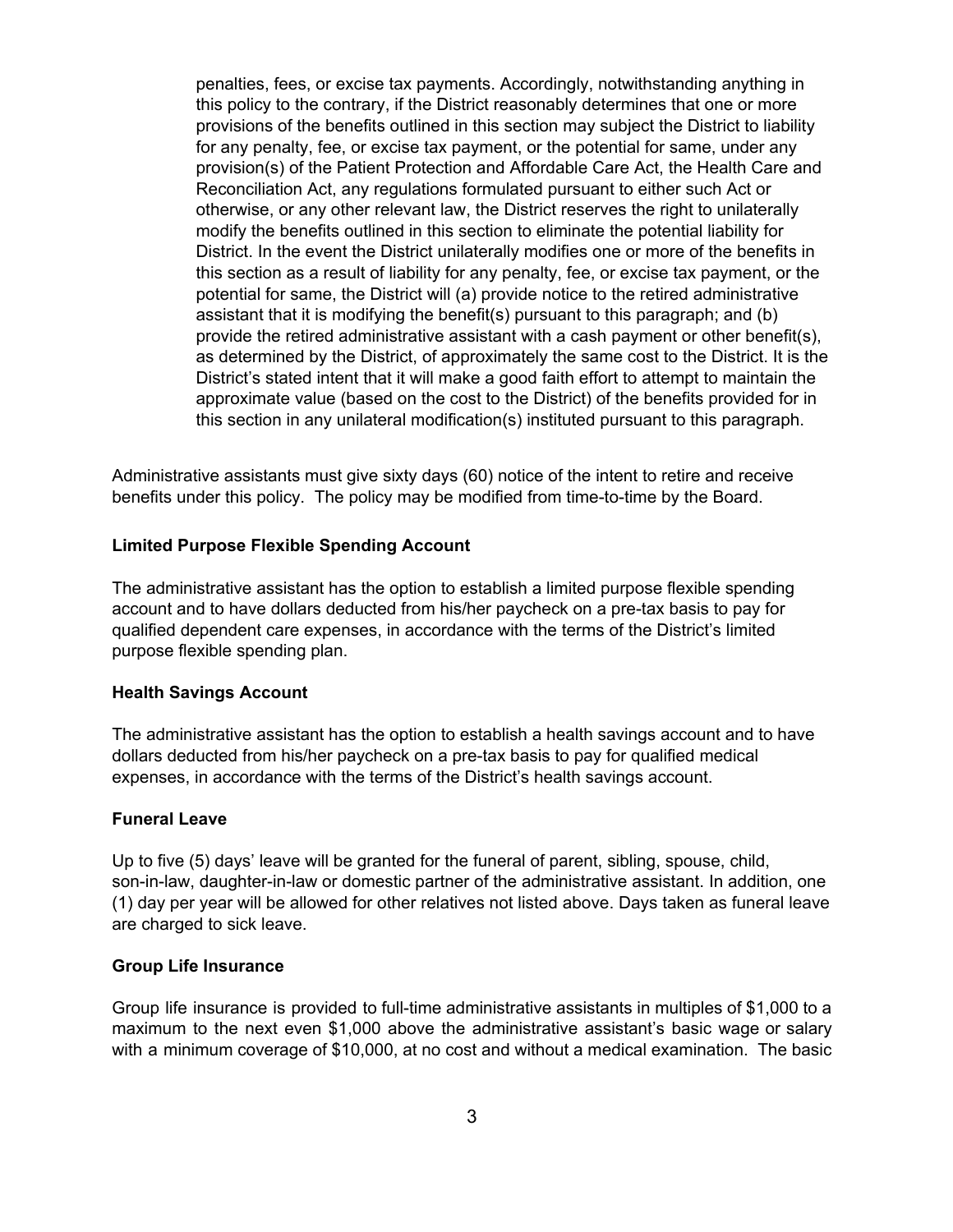penalties, fees, or excise tax payments. Accordingly, notwithstanding anything in this policy to the contrary, if the District reasonably determines that one or more provisions of the benefits outlined in this section may subject the District to liability for any penalty, fee, or excise tax payment, or the potential for same, under any provision(s) of the Patient Protection and Affordable Care Act, the Health Care and Reconciliation Act, any regulations formulated pursuant to either such Act or otherwise, or any other relevant law, the District reserves the right to unilaterally modify the benefits outlined in this section to eliminate the potential liability for District. In the event the District unilaterally modifies one or more of the benefits in this section as a result of liability for any penalty, fee, or excise tax payment, or the potential for same, the District will (a) provide notice to the retired administrative assistant that it is modifying the benefit(s) pursuant to this paragraph; and (b) provide the retired administrative assistant with a cash payment or other benefit(s), as determined by the District, of approximately the same cost to the District. It is the District's stated intent that it will make a good faith effort to attempt to maintain the approximate value (based on the cost to the District) of the benefits provided for in this section in any unilateral modification(s) instituted pursuant to this paragraph.

Administrative assistants must give sixty days (60) notice of the intent to retire and receive benefits under this policy. The policy may be modified from time-to-time by the Board.

**Limited Purpose Flexible Spending Account**

The administrative assistant has the option to establish a limited purpose flexible spending account and to have dollars deducted from his/her paycheck on a pre-tax basis to pay for qualified dependent care expenses, in accordance with the terms of the District's limited purpose flexible spending plan.

**Health Savings Account**

The administrative assistant has the option to establish a health savings account and to have dollars deducted from his/her paycheck on a pre-tax basis to pay for qualified medical expenses, in accordance with the terms of the District's health savings account.

**Funeral Leave**

Up to five (5) days' leave will be granted for the funeral of parent, sibling, spouse, child, son-in-law, daughter-in-law or domestic partner of the administrative assistant. In addition, one (1) day per year will be allowed for other relatives not listed above. Days taken as funeral leave are charged to sick leave.

**Group Life Insurance**

Group life insurance is provided to full-time administrative assistants in multiples of $1,000 to a maximum to the next even $1,000 above the administrative assistant's basic wage or salary with a minimum coverage of $10,000, at no cost and without a medical examination. The basic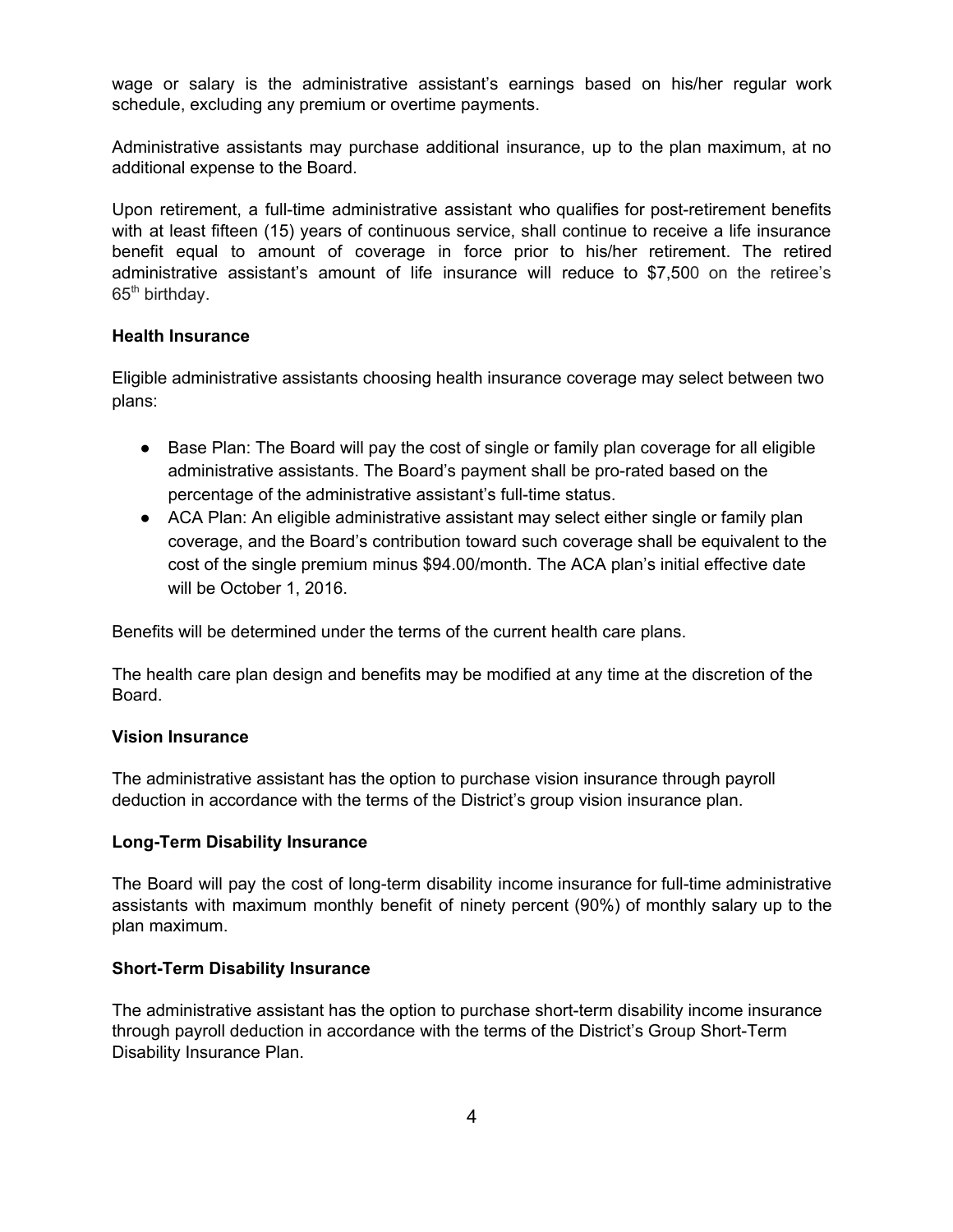wage or salary is the administrative assistant's earnings based on his/her regular work schedule, excluding any premium or overtime payments.

Administrative assistants may purchase additional insurance, up to the plan maximum, at no additional expense to the Board.

Upon retirement, a full-time administrative assistant who qualifies for post-retirement benefits with at least fifteen (15) years of continuous service, shall continue to receive a life insurance benefit equal to amount of coverage in force prior to his/her retirement. The retired administrative assistant's amount of life insurance will reduce to $7,500 on the retiree's 65th birthday.

**Health Insurance**

Eligible administrative assistants choosing health insurance coverage may select between two plans:

- Base Plan: The Board will pay the cost of single or family plan coverage for all eligible administrative assistants. The Board's payment shall be pro-rated based on the percentage of the administrative assistant's full-time status.
- ACA Plan: An eligible administrative assistant may select either single or family plan coverage, and the Board's contribution toward such coverage shall be equivalent to the cost of the single premium minus $94.00/month. The ACA plan's initial effective date will be October 1, 2016.

Benefits will be determined under the terms of the current health care plans.

The health care plan design and benefits may be modified at any time at the discretion of the Board.

**Vision Insurance**

The administrative assistant has the option to purchase vision insurance through payroll deduction in accordance with the terms of the District's group vision insurance plan.

**Long-Term Disability Insurance**

The Board will pay the cost of long-term disability income insurance for full-time administrative assistants with maximum monthly benefit of ninety percent (90%) of monthly salary up to the plan maximum.

**Short-Term Disability Insurance**

The administrative assistant has the option to purchase short-term disability income insurance through payroll deduction in accordance with the terms of the District's Group Short-Term Disability Insurance Plan.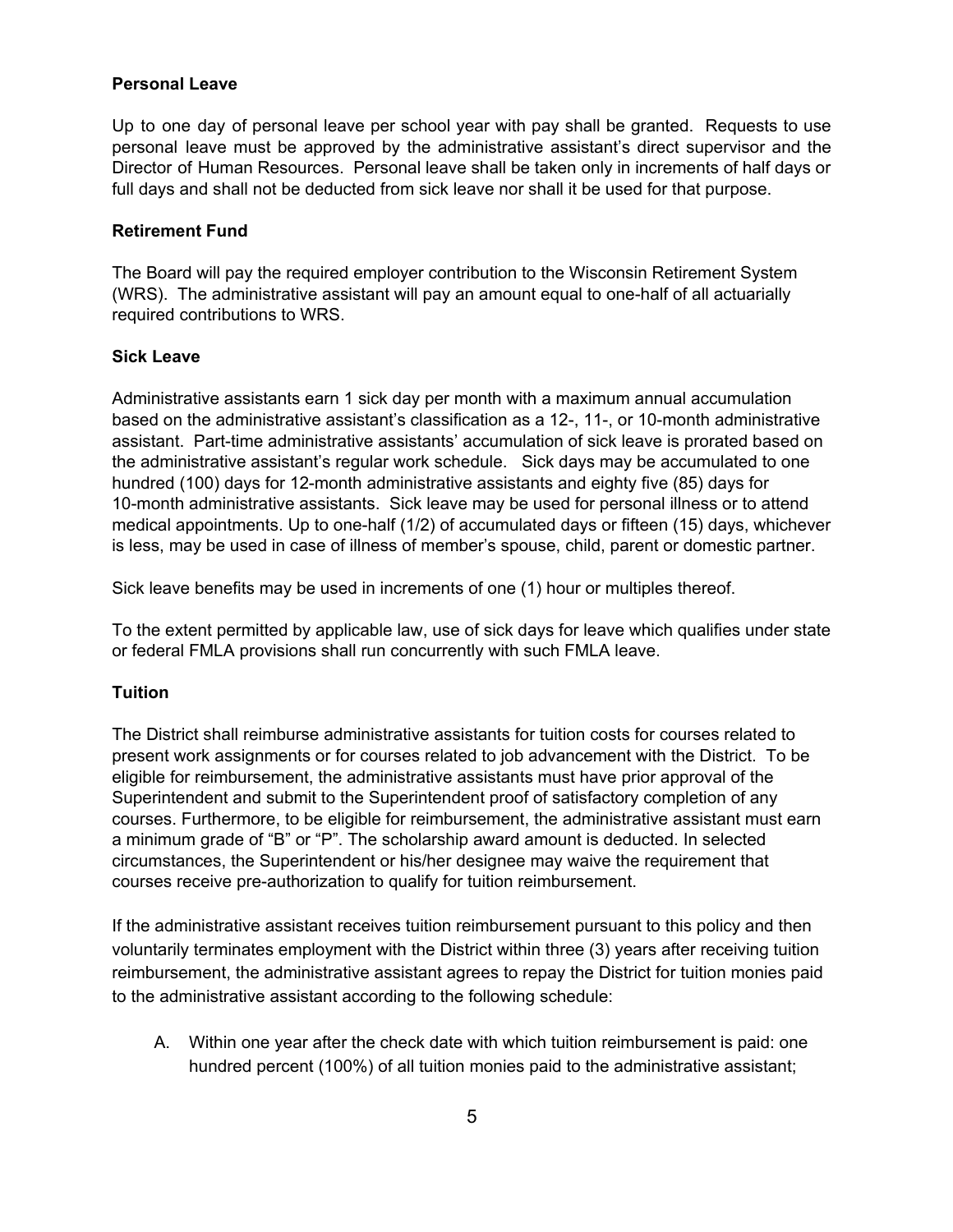**Personal Leave**

Up to one day of personal leave per school year with pay shall be granted. Requests to use personal leave must be approved by the administrative assistant's direct supervisor and the Director of Human Resources. Personal leave shall be taken only in increments of half days or full days and shall not be deducted from sick leave nor shall it be used for that purpose.

**Retirement Fund**

The Board will pay the required employer contribution to the Wisconsin Retirement System (WRS). The administrative assistant will pay an amount equal to one-half of all actuarially required contributions to WRS.

**Sick Leave**

Administrative assistants earn 1 sick day per month with a maximum annual accumulation based on the administrative assistant's classification as a 12-, 11-, or 10-month administrative assistant. Part-time administrative assistants' accumulation of sick leave is prorated based on the administrative assistant's regular work schedule. Sick days may be accumulated to one hundred (100) days for 12-month administrative assistants and eighty five (85) days for 10-month administrative assistants. Sick leave may be used for personal illness or to attend medical appointments. Up to one-half (1/2) of accumulated days or fifteen (15) days, whichever is less, may be used in case of illness of member's spouse, child, parent or domestic partner.

Sick leave benefits may be used in increments of one (1) hour or multiples thereof.

To the extent permitted by applicable law, use of sick days for leave which qualifies under state or federal FMLA provisions shall run concurrently with such FMLA leave.

**Tuition**

The District shall reimburse administrative assistants for tuition costs for courses related to present work assignments or for courses related to job advancement with the District. To be eligible for reimbursement, the administrative assistants must have prior approval of the Superintendent and submit to the Superintendent proof of satisfactory completion of any courses. Furthermore, to be eligible for reimbursement, the administrative assistant must earn a minimum grade of "B" or "P". The scholarship award amount is deducted. In selected circumstances, the Superintendent or his/her designee may waive the requirement that courses receive pre-authorization to qualify for tuition reimbursement.

If the administrative assistant receives tuition reimbursement pursuant to this policy and then voluntarily terminates employment with the District within three (3) years after receiving tuition reimbursement, the administrative assistant agrees to repay the District for tuition monies paid to the administrative assistant according to the following schedule:

A. Within one year after the check date with which tuition reimbursement is paid: one hundred percent (100%) of all tuition monies paid to the administrative assistant;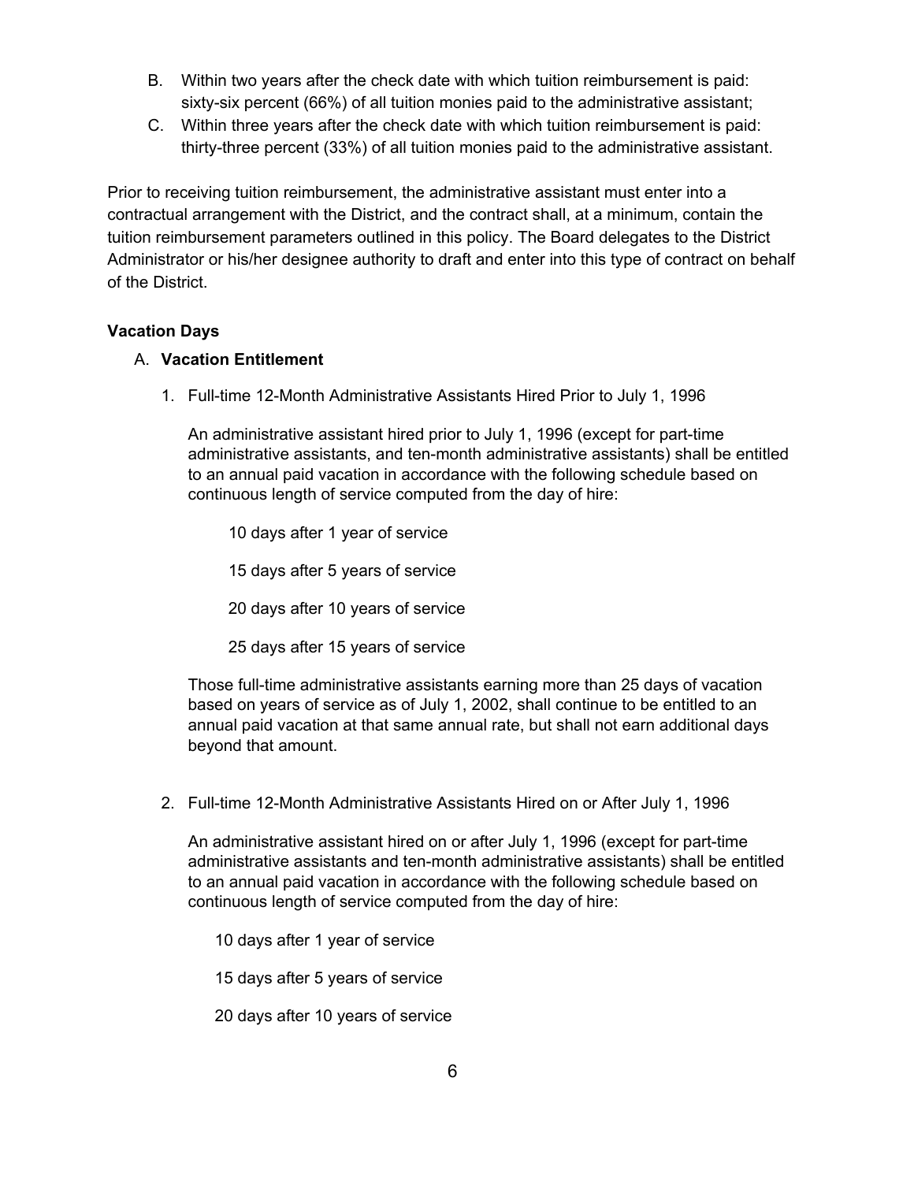B. Within two years after the check date with which tuition reimbursement is paid: sixty-six percent (66%) of all tuition monies paid to the administrative assistant;

C. Within three years after the check date with which tuition reimbursement is paid: thirty-three percent (33%) of all tuition monies paid to the administrative assistant.

Prior to receiving tuition reimbursement, the administrative assistant must enter into a contractual arrangement with the District, and the contract shall, at a minimum, contain the tuition reimbursement parameters outlined in this policy. The Board delegates to the District Administrator or his/her designee authority to draft and enter into this type of contract on behalf of the District.

**Vacation Days**

A. **Vacation Entitlement**

1. Full-time 12-Month Administrative Assistants Hired Prior to July 1, 1996

   An administrative assistant hired prior to July 1, 1996 (except for part-time administrative assistants, and ten-month administrative assistants) shall be entitled to an annual paid vacation in accordance with the following schedule based on continuous length of service computed from the day of hire:

   10 days after 1 year of service

   15 days after 5 years of service

   20 days after 10 years of service

   25 days after 15 years of service

   Those full-time administrative assistants earning more than 25 days of vacation based on years of service as of July 1, 2002, shall continue to be entitled to an annual paid vacation at that same annual rate, but shall not earn additional days beyond that amount.

2. Full-time 12-Month Administrative Assistants Hired on or After July 1, 1996

   An administrative assistant hired on or after July 1, 1996 (except for part-time administrative assistants and ten-month administrative assistants) shall be entitled to an annual paid vacation in accordance with the following schedule based on continuous length of service computed from the day of hire:

   10 days after 1 year of service

   15 days after 5 years of service

   20 days after 10 years of service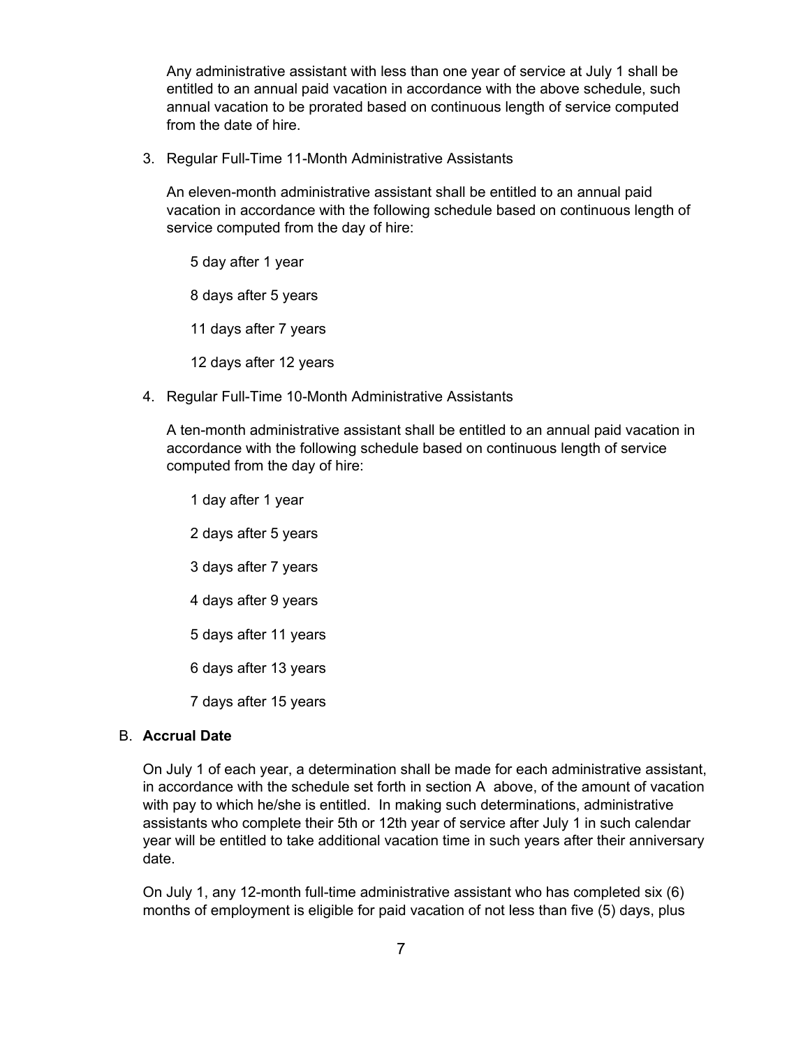Any administrative assistant with less than one year of service at July 1 shall be entitled to an annual paid vacation in accordance with the above schedule, such annual vacation to be prorated based on continuous length of service computed from the date of hire.

3. Regular Full-Time 11-Month Administrative Assistants

   An eleven-month administrative assistant shall be entitled to an annual paid vacation in accordance with the following schedule based on continuous length of service computed from the day of hire:

   5 day after 1 year

   8 days after 5 years

   11 days after 7 years

   12 days after 12 years

4. Regular Full-Time 10-Month Administrative Assistants

   A ten-month administrative assistant shall be entitled to an annual paid vacation in accordance with the following schedule based on continuous length of service computed from the day of hire:

   1 day after 1 year

   2 days after 5 years

   3 days after 7 years

   4 days after 9 years

   5 days after 11 years

   6 days after 13 years

   7 days after 15 years

B. **Accrual Date**

On July 1 of each year, a determination shall be made for each administrative assistant, in accordance with the schedule set forth in section A above, of the amount of vacation with pay to which he/she is entitled. In making such determinations, administrative assistants who complete their 5th or 12th year of service after July 1 in such calendar year will be entitled to take additional vacation time in such years after their anniversary date.

On July 1, any 12-month full-time administrative assistant who has completed six (6) months of employment is eligible for paid vacation of not less than five (5) days, plus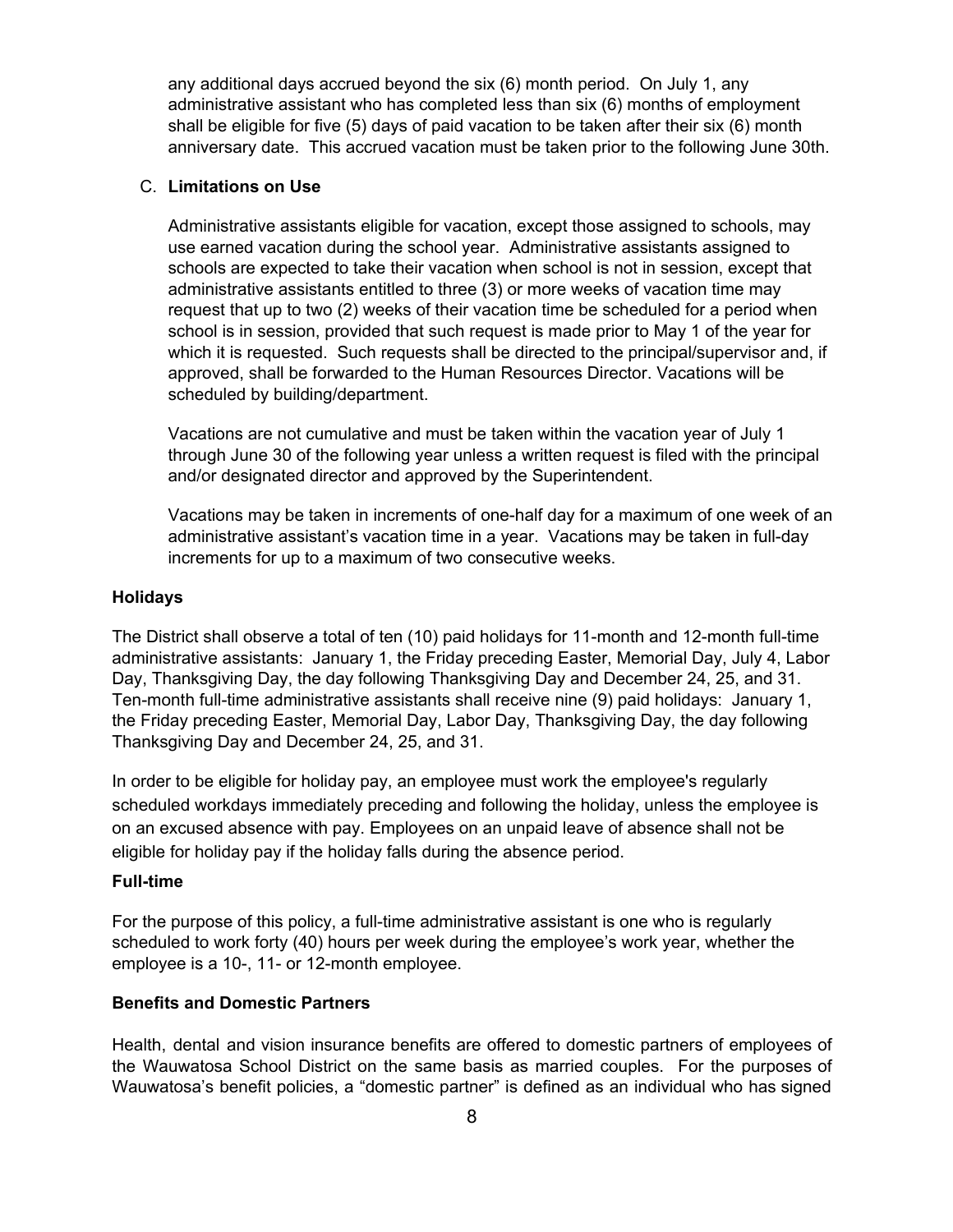any additional days accrued beyond the six (6) month period. On July 1, any administrative assistant who has completed less than six (6) months of employment shall be eligible for five (5) days of paid vacation to be taken after their six (6) month anniversary date. This accrued vacation must be taken prior to the following June 30th.

C. **Limitations on Use**

Administrative assistants eligible for vacation, except those assigned to schools, may use earned vacation during the school year. Administrative assistants assigned to schools are expected to take their vacation when school is not in session, except that administrative assistants entitled to three (3) or more weeks of vacation time may request that up to two (2) weeks of their vacation time be scheduled for a period when school is in session, provided that such request is made prior to May 1 of the year for which it is requested. Such requests shall be directed to the principal/supervisor and, if approved, shall be forwarded to the Human Resources Director. Vacations will be scheduled by building/department.

Vacations are not cumulative and must be taken within the vacation year of July 1 through June 30 of the following year unless a written request is filed with the principal and/or designated director and approved by the Superintendent.

Vacations may be taken in increments of one-half day for a maximum of one week of an administrative assistant's vacation time in a year. Vacations may be taken in full-day increments for up to a maximum of two consecutive weeks.

**Holidays**

The District shall observe a total of ten (10) paid holidays for 11-month and 12-month full-time administrative assistants: January 1, the Friday preceding Easter, Memorial Day, July 4, Labor Day, Thanksgiving Day, the day following Thanksgiving Day and December 24, 25, and 31. Ten-month full-time administrative assistants shall receive nine (9) paid holidays: January 1, the Friday preceding Easter, Memorial Day, Labor Day, Thanksgiving Day, the day following Thanksgiving Day and December 24, 25, and 31.

In order to be eligible for holiday pay, an employee must work the employee's regularly scheduled workdays immediately preceding and following the holiday, unless the employee is on an excused absence with pay. Employees on an unpaid leave of absence shall not be eligible for holiday pay if the holiday falls during the absence period.

**Full-time**

For the purpose of this policy, a full-time administrative assistant is one who is regularly scheduled to work forty (40) hours per week during the employee's work year, whether the employee is a 10-, 11- or 12-month employee.

**Benefits and Domestic Partners**

Health, dental and vision insurance benefits are offered to domestic partners of employees of the Wauwatosa School District on the same basis as married couples. For the purposes of Wauwatosa's benefit policies, a "domestic partner" is defined as an individual who has signed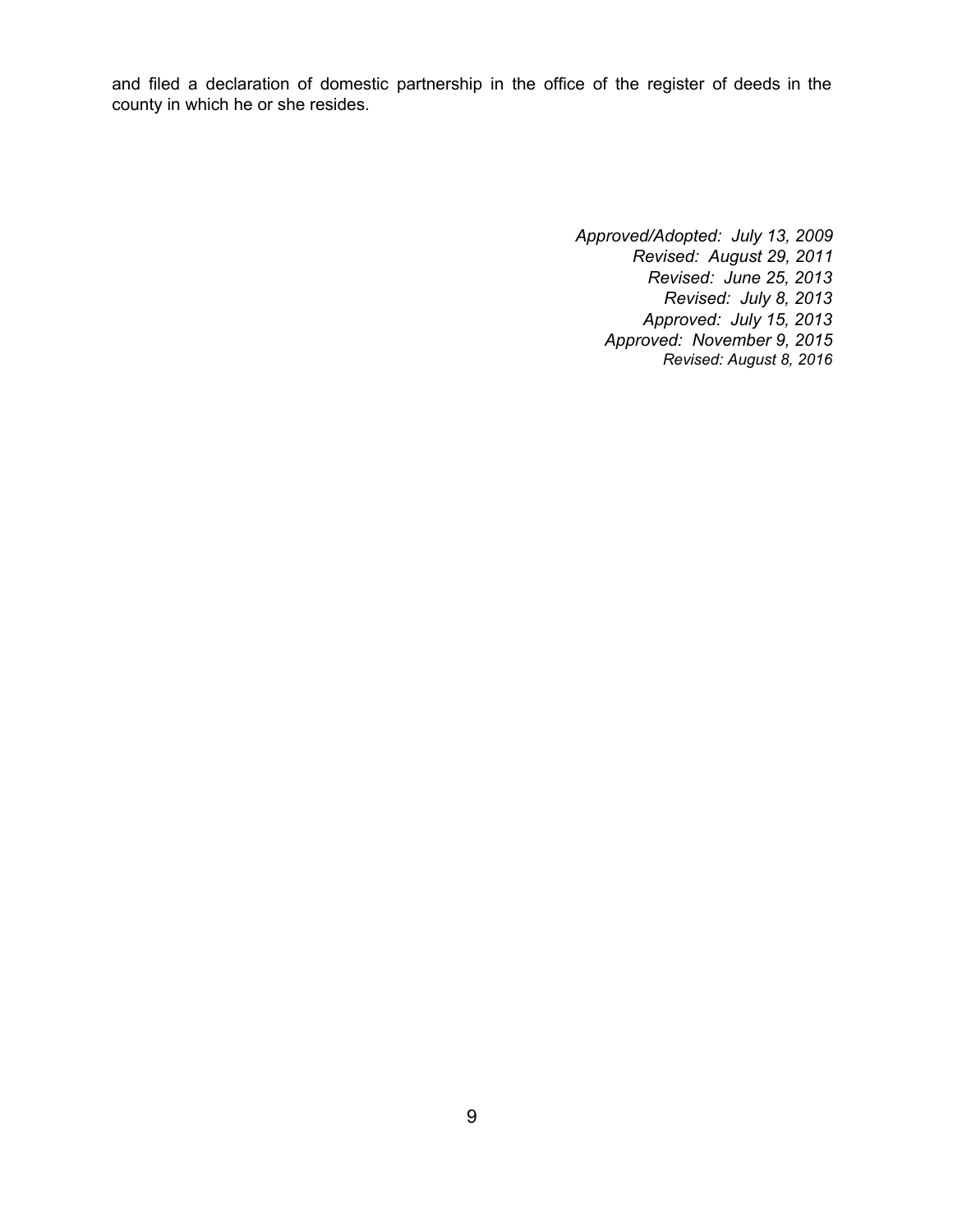and filed a declaration of domestic partnership in the office of the register of deeds in the county in which he or she resides.

*Approved/Adopted: July 13, 2009*
*Revised: August 29, 2011*
*Revised: June 25, 2013*
*Revised: July 8, 2013*
*Approved: July 15, 2013*
*Approved: November 9, 2015*
*Revised: August 8, 2016*